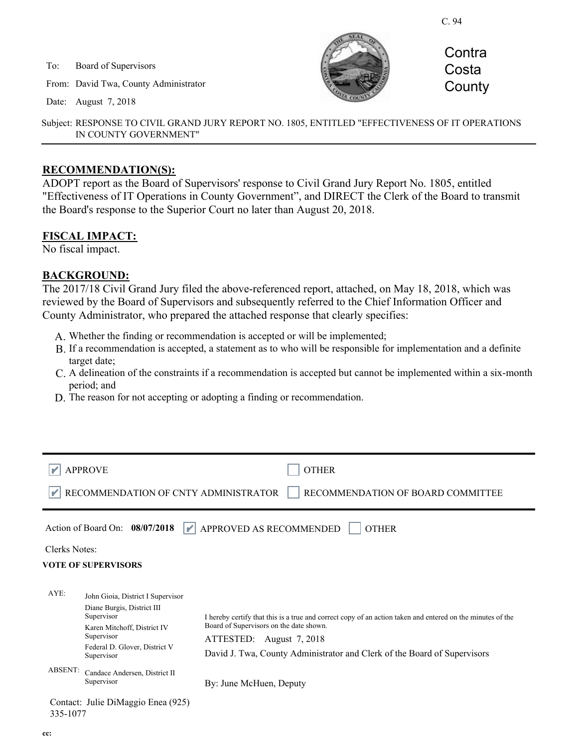C. 94

To: Board of Supervisors

From: David Twa, County Administrator

Date: August 7, 2018

Contra Costa County

Subject: RESPONSE TO CIVIL GRAND JURY REPORT NO. 1805, ENTITLED "EFFECTIVENESS OF IT OPERATIONS IN COUNTY GOVERNMENT"

---

## RECOMMENDATION(S):

ADOPT report as the Board of Supervisors' response to Civil Grand Jury Report No. 1805, entitled "Effectiveness of IT Operations in County Government", and DIRECT the Clerk of the Board to transmit the Board's response to the Superior Court no later than August 20, 2018.

## FISCAL IMPACT:

No fiscal impact.

## BACKGROUND:

The 2017/18 Civil Grand Jury filed the above-referenced report, attached, on May 18, 2018, which was reviewed by the Board of Supervisors and subsequently referred to the Chief Information Officer and County Administrator, who prepared the attached response that clearly specifies:

A. Whether the finding or recommendation is accepted or will be implemented;
B. If a recommendation is accepted, a statement as to who will be responsible for implementation and a definite target date;
C. A delineation of the constraints if a recommendation is accepted but cannot be implemented within a six-month period; and
D. The reason for not accepting or adopting a finding or recommendation.

---

☑ APPROVE ☐ OTHER

☑ RECOMMENDATION OF CNTY ADMINISTRATOR ☐ RECOMMENDATION OF BOARD COMMITTEE

---

Action of Board On: **08/07/2018** ☑ APPROVED AS RECOMMENDED ☐ OTHER

Clerks Notes:

**VOTE OF SUPERVISORS**

AYE: John Gioia, District I Supervisor
Diane Burgis, District III Supervisor
Karen Mitchoff, District IV Supervisor
Federal D. Glover, District V Supervisor

ABSENT: Candace Andersen, District II Supervisor

I hereby certify that this is a true and correct copy of an action taken and entered on the minutes of the Board of Supervisors on the date shown.

ATTESTED: August 7, 2018

David J. Twa, County Administrator and Clerk of the Board of Supervisors

By: June McHuen, Deputy

Contact: Julie DiMaggio Enea (925) 335-1077

cc: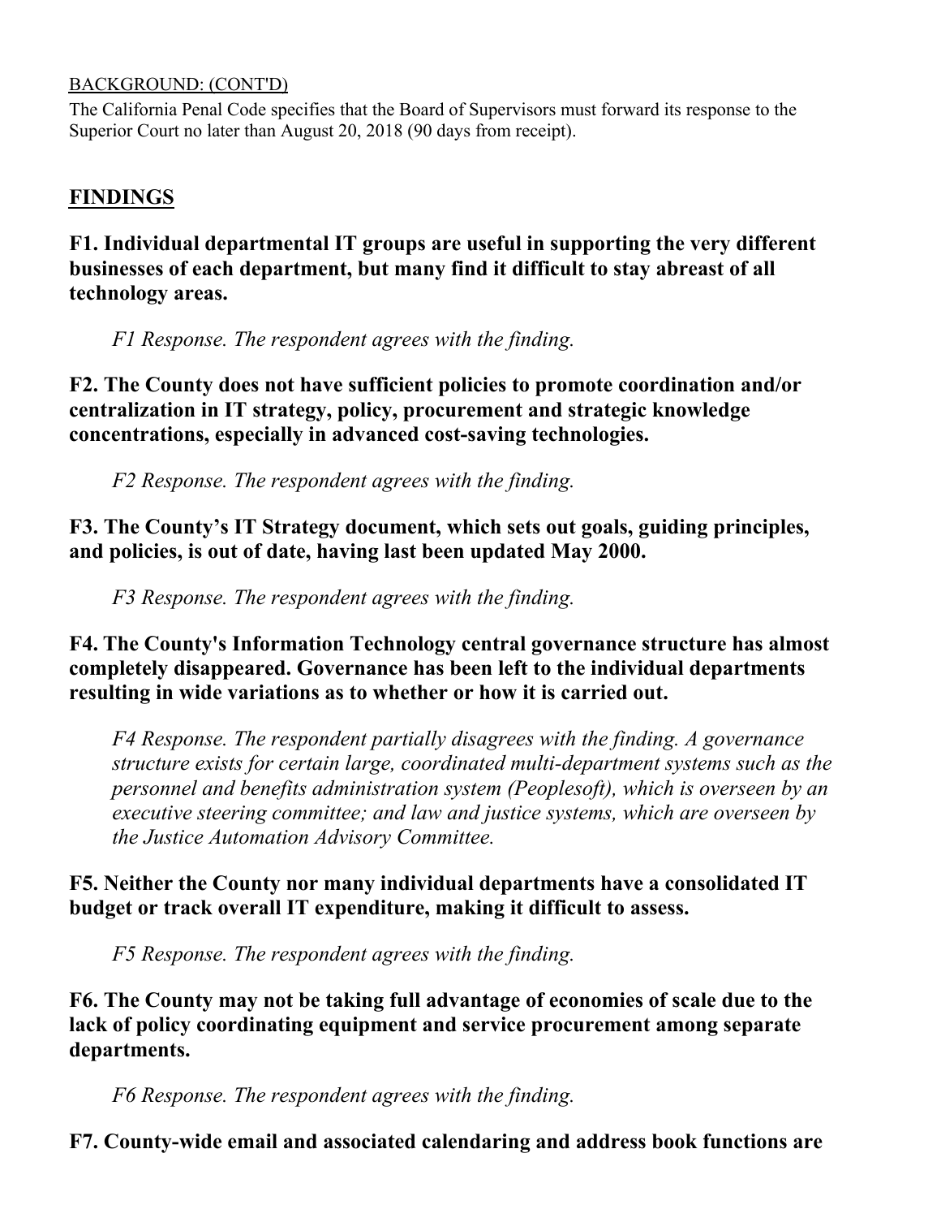BACKGROUND: (CONT'D)

The California Penal Code specifies that the Board of Supervisors must forward its response to the Superior Court no later than August 20, 2018 (90 days from receipt).

## FINDINGS

**F1. Individual departmental IT groups are useful in supporting the very different businesses of each department, but many find it difficult to stay abreast of all technology areas.**

*F1 Response. The respondent agrees with the finding.*

**F2. The County does not have sufficient policies to promote coordination and/or centralization in IT strategy, policy, procurement and strategic knowledge concentrations, especially in advanced cost-saving technologies.**

*F2 Response. The respondent agrees with the finding.*

**F3. The County's IT Strategy document, which sets out goals, guiding principles, and policies, is out of date, having last been updated May 2000.**

*F3 Response. The respondent agrees with the finding.*

**F4. The County's Information Technology central governance structure has almost completely disappeared. Governance has been left to the individual departments resulting in wide variations as to whether or how it is carried out.**

*F4 Response. The respondent partially disagrees with the finding. A governance structure exists for certain large, coordinated multi-department systems such as the personnel and benefits administration system (Peoplesoft), which is overseen by an executive steering committee; and law and justice systems, which are overseen by the Justice Automation Advisory Committee.*

**F5. Neither the County nor many individual departments have a consolidated IT budget or track overall IT expenditure, making it difficult to assess.**

*F5 Response. The respondent agrees with the finding.*

**F6. The County may not be taking full advantage of economies of scale due to the lack of policy coordinating equipment and service procurement among separate departments.**

*F6 Response. The respondent agrees with the finding.*

**F7. County-wide email and associated calendaring and address book functions are**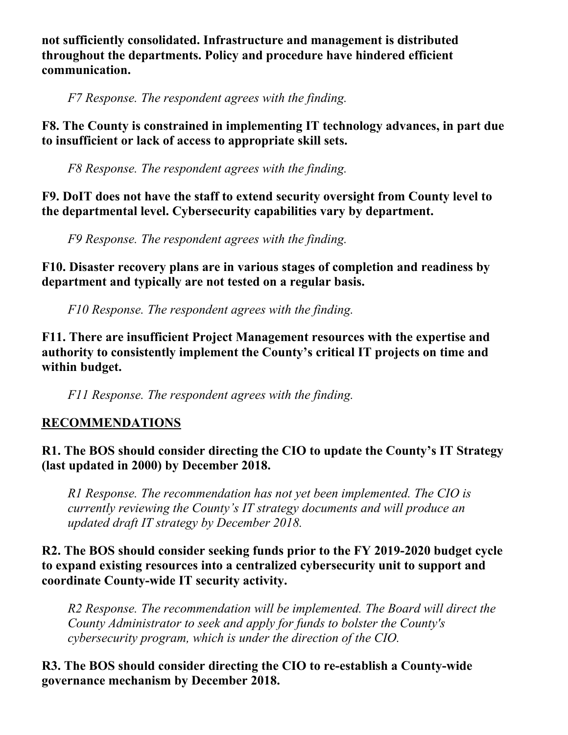**not sufficiently consolidated. Infrastructure and management is distributed throughout the departments. Policy and procedure have hindered efficient communication.**

*F7 Response. The respondent agrees with the finding.*

**F8. The County is constrained in implementing IT technology advances, in part due to insufficient or lack of access to appropriate skill sets.**

*F8 Response. The respondent agrees with the finding.*

**F9. DoIT does not have the staff to extend security oversight from County level to the departmental level. Cybersecurity capabilities vary by department.**

*F9 Response. The respondent agrees with the finding.*

**F10. Disaster recovery plans are in various stages of completion and readiness by department and typically are not tested on a regular basis.**

*F10 Response. The respondent agrees with the finding.*

**F11. There are insufficient Project Management resources with the expertise and authority to consistently implement the County's critical IT projects on time and within budget.**

*F11 Response. The respondent agrees with the finding.*

## RECOMMENDATIONS

**R1. The BOS should consider directing the CIO to update the County's IT Strategy (last updated in 2000) by December 2018.**

*R1 Response. The recommendation has not yet been implemented. The CIO is currently reviewing the County's IT strategy documents and will produce an updated draft IT strategy by December 2018.*

**R2. The BOS should consider seeking funds prior to the FY 2019-2020 budget cycle to expand existing resources into a centralized cybersecurity unit to support and coordinate County-wide IT security activity.**

*R2 Response. The recommendation will be implemented. The Board will direct the County Administrator to seek and apply for funds to bolster the County's cybersecurity program, which is under the direction of the CIO.*

**R3. The BOS should consider directing the CIO to re-establish a County-wide governance mechanism by December 2018.**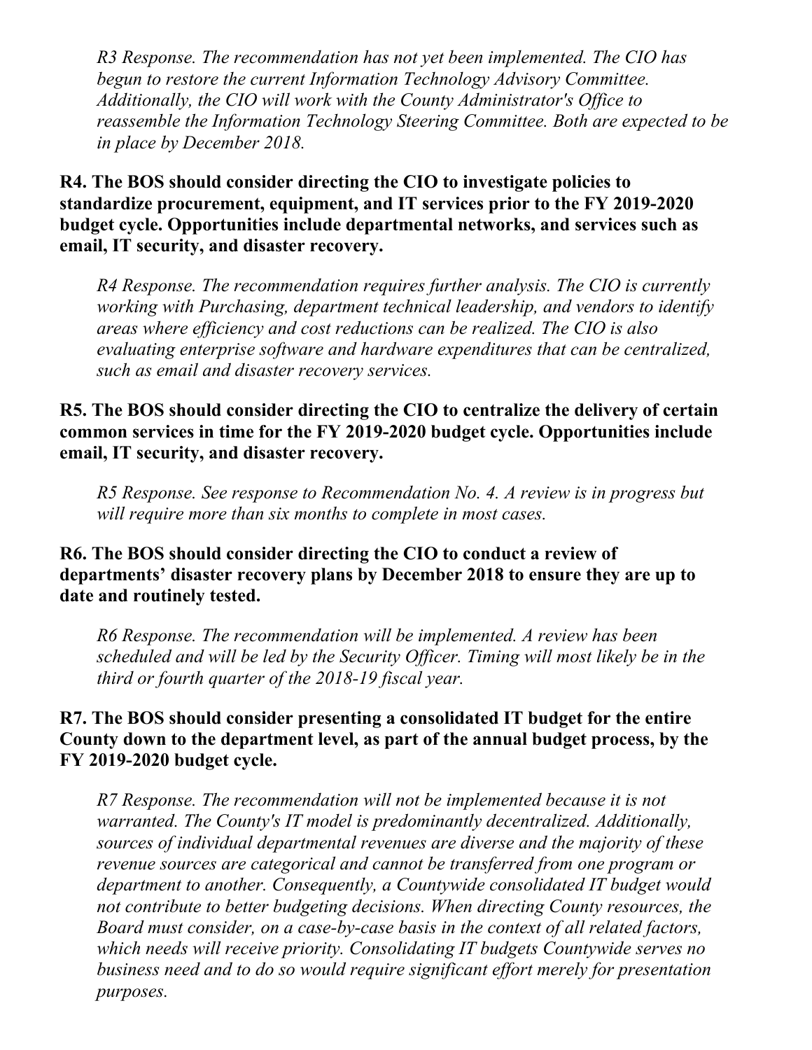*R3 Response. The recommendation has not yet been implemented. The CIO has begun to restore the current Information Technology Advisory Committee. Additionally, the CIO will work with the County Administrator's Office to reassemble the Information Technology Steering Committee. Both are expected to be in place by December 2018.*

**R4. The BOS should consider directing the CIO to investigate policies to standardize procurement, equipment, and IT services prior to the FY 2019-2020 budget cycle. Opportunities include departmental networks, and services such as email, IT security, and disaster recovery.**

*R4 Response. The recommendation requires further analysis. The CIO is currently working with Purchasing, department technical leadership, and vendors to identify areas where efficiency and cost reductions can be realized. The CIO is also evaluating enterprise software and hardware expenditures that can be centralized, such as email and disaster recovery services.*

**R5. The BOS should consider directing the CIO to centralize the delivery of certain common services in time for the FY 2019-2020 budget cycle. Opportunities include email, IT security, and disaster recovery.**

*R5 Response. See response to Recommendation No. 4. A review is in progress but will require more than six months to complete in most cases.*

**R6. The BOS should consider directing the CIO to conduct a review of departments' disaster recovery plans by December 2018 to ensure they are up to date and routinely tested.**

*R6 Response. The recommendation will be implemented. A review has been scheduled and will be led by the Security Officer. Timing will most likely be in the third or fourth quarter of the 2018-19 fiscal year.*

**R7. The BOS should consider presenting a consolidated IT budget for the entire County down to the department level, as part of the annual budget process, by the FY 2019-2020 budget cycle.**

*R7 Response. The recommendation will not be implemented because it is not warranted. The County's IT model is predominantly decentralized. Additionally, sources of individual departmental revenues are diverse and the majority of these revenue sources are categorical and cannot be transferred from one program or department to another. Consequently, a Countywide consolidated IT budget would not contribute to better budgeting decisions. When directing County resources, the Board must consider, on a case-by-case basis in the context of all related factors, which needs will receive priority. Consolidating IT budgets Countywide serves no business need and to do so would require significant effort merely for presentation purposes.*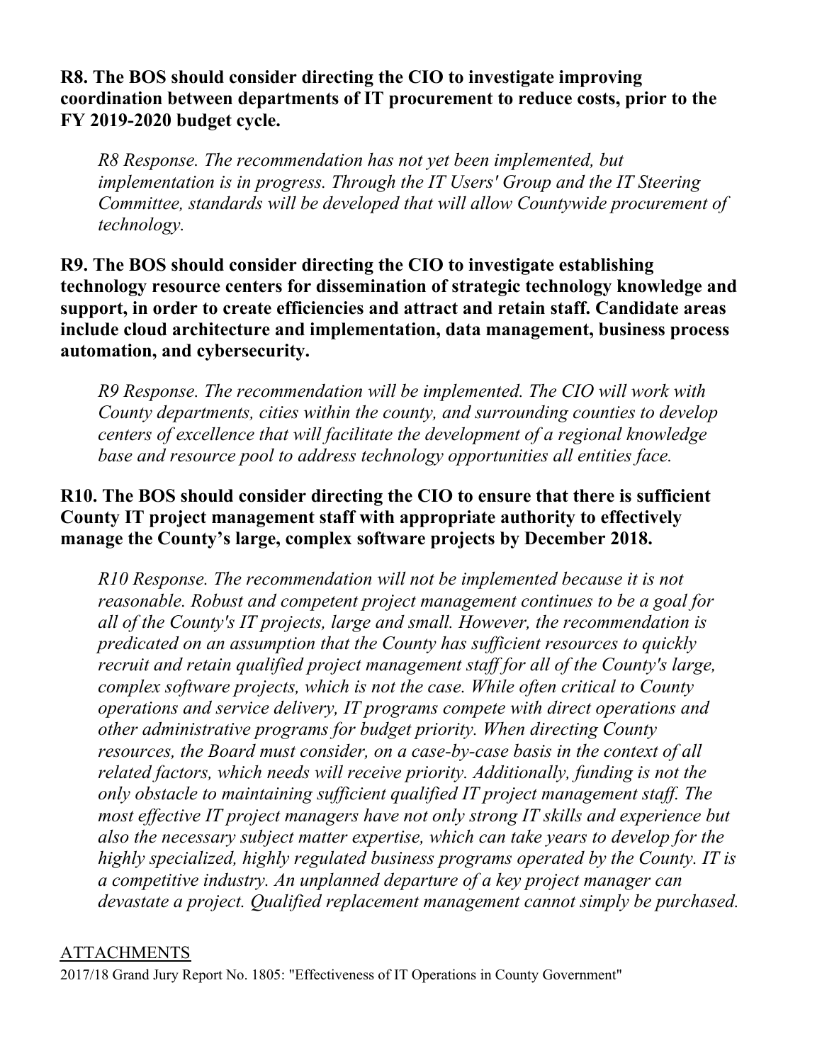**R8. The BOS should consider directing the CIO to investigate improving coordination between departments of IT procurement to reduce costs, prior to the FY 2019-2020 budget cycle.**

> *R8 Response. The recommendation has not yet been implemented, but implementation is in progress. Through the IT Users' Group and the IT Steering Committee, standards will be developed that will allow Countywide procurement of technology.*

**R9. The BOS should consider directing the CIO to investigate establishing technology resource centers for dissemination of strategic technology knowledge and support, in order to create efficiencies and attract and retain staff. Candidate areas include cloud architecture and implementation, data management, business process automation, and cybersecurity.**

> *R9 Response. The recommendation will be implemented. The CIO will work with County departments, cities within the county, and surrounding counties to develop centers of excellence that will facilitate the development of a regional knowledge base and resource pool to address technology opportunities all entities face.*

**R10. The BOS should consider directing the CIO to ensure that there is sufficient County IT project management staff with appropriate authority to effectively manage the County's large, complex software projects by December 2018.**

> *R10 Response. The recommendation will not be implemented because it is not reasonable. Robust and competent project management continues to be a goal for all of the County's IT projects, large and small. However, the recommendation is predicated on an assumption that the County has sufficient resources to quickly recruit and retain qualified project management staff for all of the County's large, complex software projects, which is not the case. While often critical to County operations and service delivery, IT programs compete with direct operations and other administrative programs for budget priority. When directing County resources, the Board must consider, on a case-by-case basis in the context of all related factors, which needs will receive priority. Additionally, funding is not the only obstacle to maintaining sufficient qualified IT project management staff. The most effective IT project managers have not only strong IT skills and experience but also the necessary subject matter expertise, which can take years to develop for the highly specialized, highly regulated business programs operated by the County. IT is a competitive industry. An unplanned departure of a key project manager can devastate a project. Qualified replacement management cannot simply be purchased.*

ATTACHMENTS

2017/18 Grand Jury Report No. 1805: "Effectiveness of IT Operations in County Government"